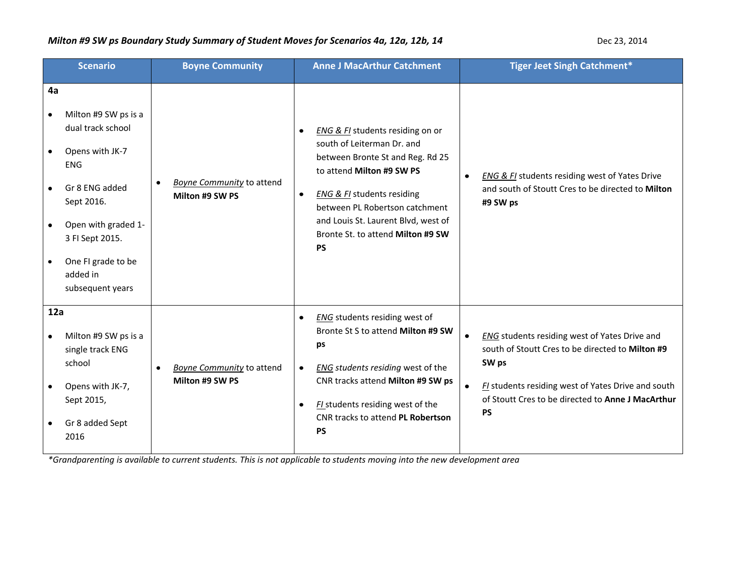***Milton #9 SW ps Boundary Study Summary of Student Moves for Scenarios 4a, 12a, 12b, 14***

Dec 23, 2014

| Scenario | Boyne Community | Anne J MacArthur Catchment | Tiger Jeet Singh Catchment* |
|---|---|---|---|
| **4a**<br>• Milton #9 SW ps is a dual track school<br>• Opens with JK-7 ENG<br>• Gr 8 ENG added Sept 2016.<br>• Open with graded 1-3 FI Sept 2015.<br>• One FI grade to be added in subsequent years | • *Boyne Community* to attend **Milton #9 SW PS** | • *ENG & FI* students residing on or south of Leiterman Dr. and between Bronte St and Reg. Rd 25 to attend **Milton #9 SW PS**<br>• *ENG & FI* students residing between PL Robertson catchment and Louis St. Laurent Blvd, west of Bronte St. to attend **Milton #9 SW PS** | • *ENG & FI* students residing west of Yates Drive and south of Stoutt Cres to be directed to **Milton #9 SW ps** |
| **12a**<br>• Milton #9 SW ps is a single track ENG school<br>• Opens with JK-7, Sept 2015,<br>• Gr 8 added Sept 2016 | • *Boyne Community* to attend **Milton #9 SW PS** | • *ENG* students residing west of Bronte St S to attend **Milton #9 SW ps**<br>• *ENG students residing* west of the CNR tracks attend **Milton #9 SW ps**<br>• *FI* students residing west of the CNR tracks to attend **PL Robertson PS** | • *ENG* students residing west of Yates Drive and south of Stoutt Cres to be directed to **Milton #9 SW ps**<br>• *FI* students residing west of Yates Drive and south of Stoutt Cres to be directed to **Anne J MacArthur PS** |

*\*Grandparenting is available to current students. This is not applicable to students moving into the new development area*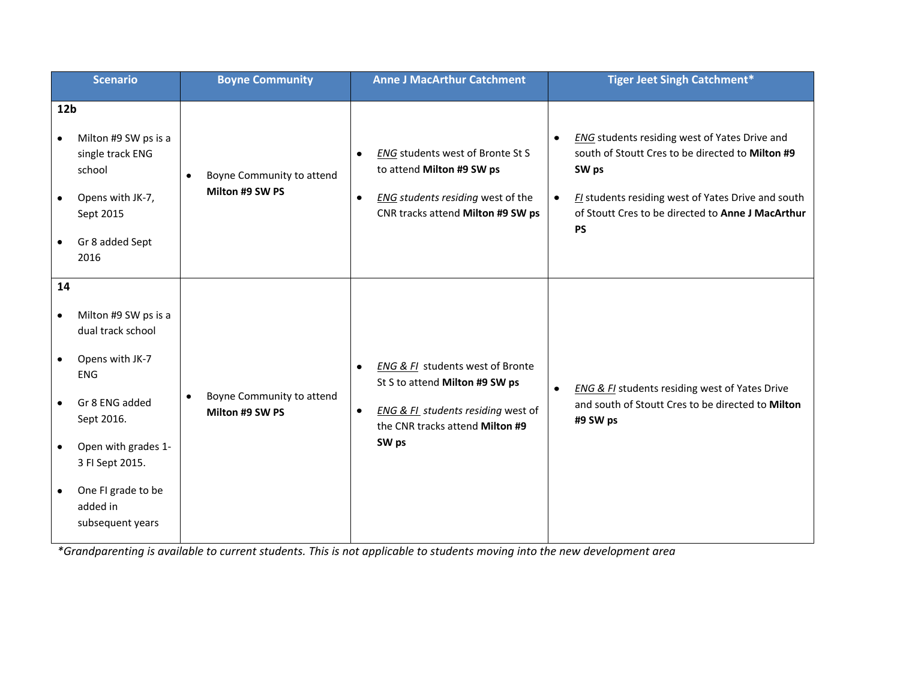| Scenario | Boyne Community | Anne J MacArthur Catchment | Tiger Jeet Singh Catchment* |
|---|---|---|---|
| **12b**<br><br>• Milton #9 SW ps is a single track ENG school<br><br>• Opens with JK-7, Sept 2015<br><br>• Gr 8 added Sept 2016 | • Boyne Community to attend **Milton #9 SW PS** | • *ENG* students west of Bronte St S to attend **Milton #9 SW ps**<br><br>• *ENG students residing* west of the CNR tracks attend **Milton #9 SW ps** | • *ENG* students residing west of Yates Drive and south of Stoutt Cres to be directed to **Milton #9 SW ps**<br><br>• *FI* students residing west of Yates Drive and south of Stoutt Cres to be directed to **Anne J MacArthur PS** |
| **14**<br><br>• Milton #9 SW ps is a dual track school<br><br>• Opens with JK-7 ENG<br><br>• Gr 8 ENG added Sept 2016.<br><br>• Open with grades 1-3 FI Sept 2015.<br><br>• One FI grade to be added in subsequent years | • Boyne Community to attend **Milton #9 SW PS** | • *ENG & FI* students west of Bronte St S to attend **Milton #9 SW ps**<br><br>• *ENG & FI students residing* west of the CNR tracks attend **Milton #9 SW ps** | • *ENG & FI* students residing west of Yates Drive and south of Stoutt Cres to be directed to **Milton #9 SW ps** |

*\*Grandparenting is available to current students. This is not applicable to students moving into the new development area*